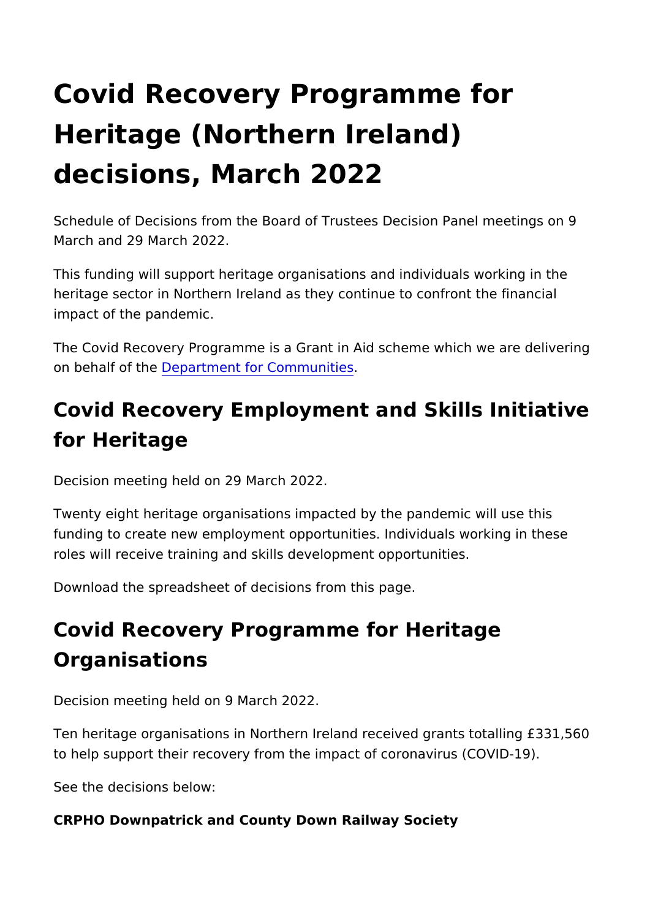# Covid Recovery Programme for Heritage (Northern Ireland) decisions, March 2022

Schedule of Decisions from the Board of Trustees Decision Panel meetings on 9 March and 29 March 2022.

This funding will support heritage organisations and individuals working in the heritage sector in Northern Ireland as they continue to confront the financial impact of the pandemic.

The Covid Recovery Programme is a Grant in Aid scheme which we are delivering on behalf of the Department for Communities.

## Covid Recovery Employment and Skills Initiative for Heritage

Decision meeting held on 29 March 2022.

Twenty eight heritage organisations impacted by the pandemic will use this funding to create new employment opportunities. Individuals working in these roles will receive training and skills development opportunities.

Download the spreadsheet of decisions from this page.

## Covid Recovery Programme for Heritage Organisations

Decision meeting held on 9 March 2022.

Ten heritage organisations in Northern Ireland received grants totalling £331,560 to help support their recovery from the impact of coronavirus (COVID-19).

See the decisions below:

**CRPHO Downpatrick and County Down Railway Society**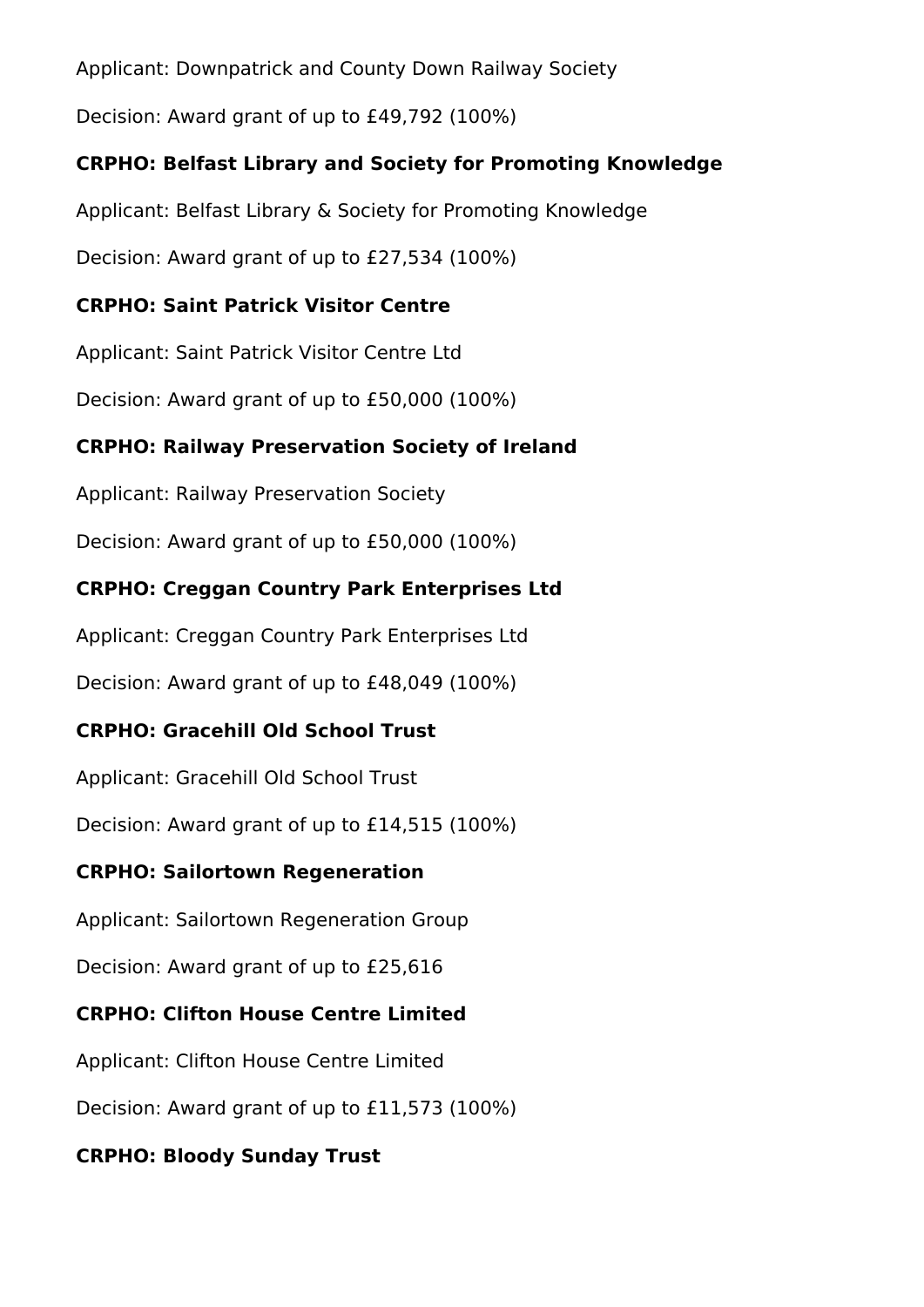Applicant: Downpatrick and County Down Railway Society

Decision: Award grant of up to £49,792 (100%)

**CRPHO: Belfast Library and Society for Promoting Knowledge**

Applicant: Belfast Library & Society for Promoting Knowledge

Decision: Award grant of up to £27,534 (100%)

**CRPHO: Saint Patrick Visitor Centre**

Applicant: Saint Patrick Visitor Centre Ltd

Decision: Award grant of up to £50,000 (100%)

**CRPHO: Railway Preservation Society of Ireland**

Applicant: Railway Preservation Society

Decision: Award grant of up to £50,000 (100%)

**CRPHO: Creggan Country Park Enterprises Ltd**

Applicant: Creggan Country Park Enterprises Ltd

Decision: Award grant of up to £48,049 (100%)

**CRPHO: Gracehill Old School Trust**

Applicant: Gracehill Old School Trust

Decision: Award grant of up to £14,515 (100%)

**CRPHO: Sailortown Regeneration**

Applicant: Sailortown Regeneration Group

Decision: Award grant of up to £25,616

**CRPHO: Clifton House Centre Limited**

Applicant: Clifton House Centre Limited

Decision: Award grant of up to £11,573 (100%)

**CRPHO: Bloody Sunday Trust**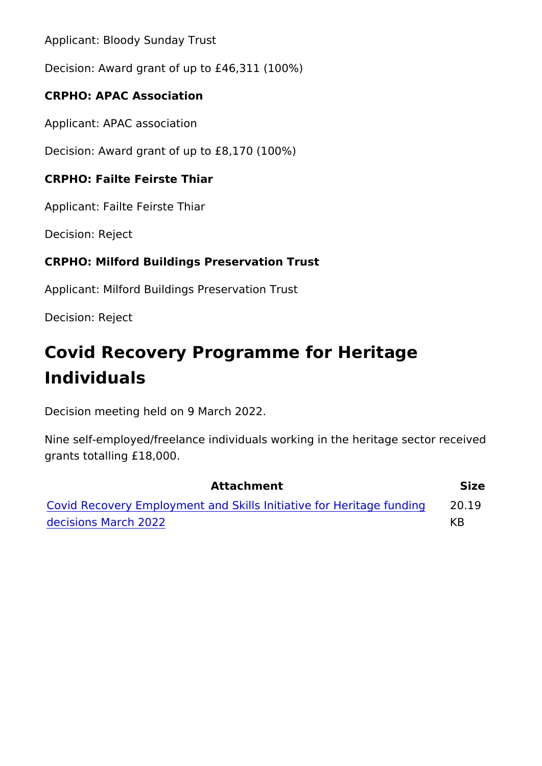Applicant: Bloody Sunday Trust

Decision: Award grant of up to £46,311 (100%)

**CRPHO: APAC Association**

Applicant: APAC association

Decision: Award grant of up to £8,170 (100%)

**CRPHO: Failte Feirste Thiar**

Applicant: Failte Feirste Thiar

Decision: Reject

**CRPHO: Milford Buildings Preservation Trust**

Applicant: Milford Buildings Preservation Trust

Decision: Reject

## Covid Recovery Programme for Heritage Individuals

Decision meeting held on 9 March 2022.

Nine self-employed/freelance individuals working in the heritage sector received grants totalling £18,000.

| Attachment | Size |
|---|---|
| Covid Recovery Employment and Skills Initiative for Heritage funding decisions March 2022 | 20.19 KB |